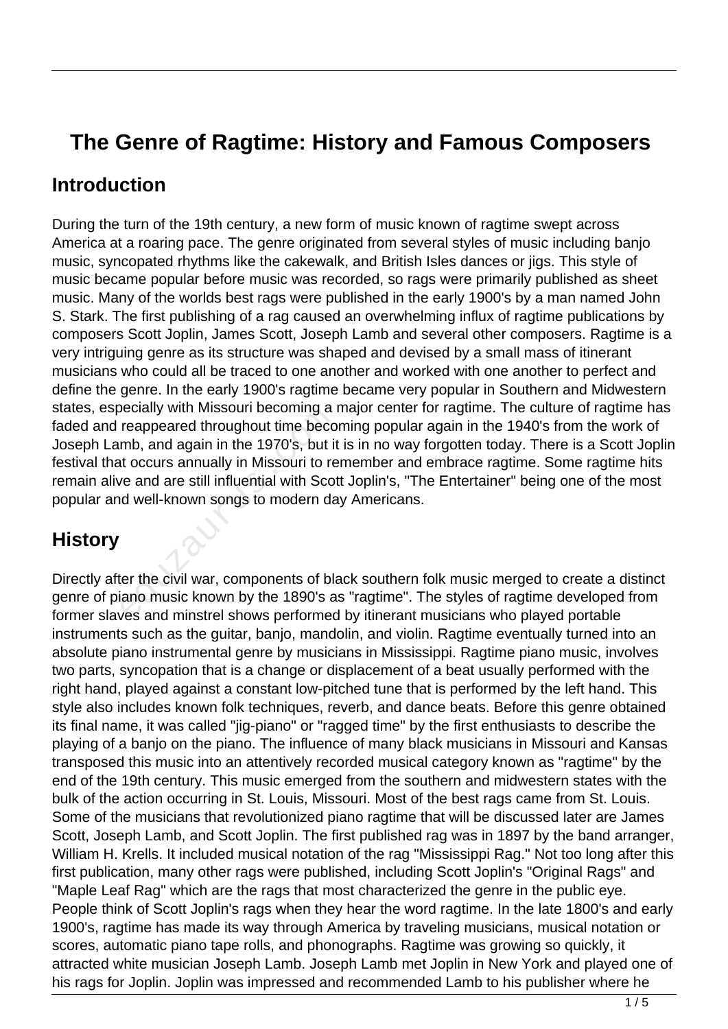# The Genre of Ragtime: History and Famous Composers

## Introduction

During the turn of the 19th century, a new form of music known of ragtime swept across America at a roaring pace. The genre originated from several styles of music including banjo music, syncopated rhythms like the cakewalk, and British Isles dances or jigs. This style of music became popular before music was recorded, so rags were primarily published as sheet music. Many of the worlds best rags were published in the early 1900's by a man named John S. Stark. The first publishing of a rag caused an overwhelming influx of ragtime publications by composers Scott Joplin, James Scott, Joseph Lamb and several other composers. Ragtime is a very intriguing genre as its structure was shaped and devised by a small mass of itinerant musicians who could all be traced to one another and worked with one another to perfect and define the genre. In the early 1900's ragtime became very popular in Southern and Midwestern states, especially with Missouri becoming a major center for ragtime. The culture of ragtime has faded and reappeared throughout time becoming popular again in the 1940's from the work of Joseph Lamb, and again in the 1970's, but it is in no way forgotten today. There is a Scott Joplin festival that occurs annually in Missouri to remember and embrace ragtime. Some ragtime hits remain alive and are still influential with Scott Joplin's, "The Entertainer" being one of the most popular and well-known songs to modern day Americans.

## History

Directly after the civil war, components of black southern folk music merged to create a distinct genre of piano music known by the 1890's as "ragtime". The styles of ragtime developed from former slaves and minstrel shows performed by itinerant musicians who played portable instruments such as the guitar, banjo, mandolin, and violin. Ragtime eventually turned into an absolute piano instrumental genre by musicians in Mississippi. Ragtime piano music, involves two parts, syncopation that is a change or displacement of a beat usually performed with the right hand, played against a constant low-pitched tune that is performed by the left hand. This style also includes known folk techniques, reverb, and dance beats. Before this genre obtained its final name, it was called "jig-piano" or "ragged time" by the first enthusiasts to describe the playing of a banjo on the piano. The influence of many black musicians in Missouri and Kansas transposed this music into an attentively recorded musical category known as "ragtime" by the end of the 19th century. This music emerged from the southern and midwestern states with the bulk of the action occurring in St. Louis, Missouri. Most of the best rags came from St. Louis. Some of the musicians that revolutionized piano ragtime that will be discussed later are James Scott, Joseph Lamb, and Scott Joplin. The first published rag was in 1897 by the band arranger, William H. Krells. It included musical notation of the rag "Mississippi Rag." Not too long after this first publication, many other rags were published, including Scott Joplin's "Original Rags" and "Maple Leaf Rag" which are the rags that most characterized the genre in the public eye. People think of Scott Joplin's rags when they hear the word ragtime. In the late 1800's and early 1900's, ragtime has made its way through America by traveling musicians, musical notation or scores, automatic piano tape rolls, and phonographs. Ragtime was growing so quickly, it attracted white musician Joseph Lamb. Joseph Lamb met Joplin in New York and played one of his rags for Joplin. Joplin was impressed and recommended Lamb to his publisher where he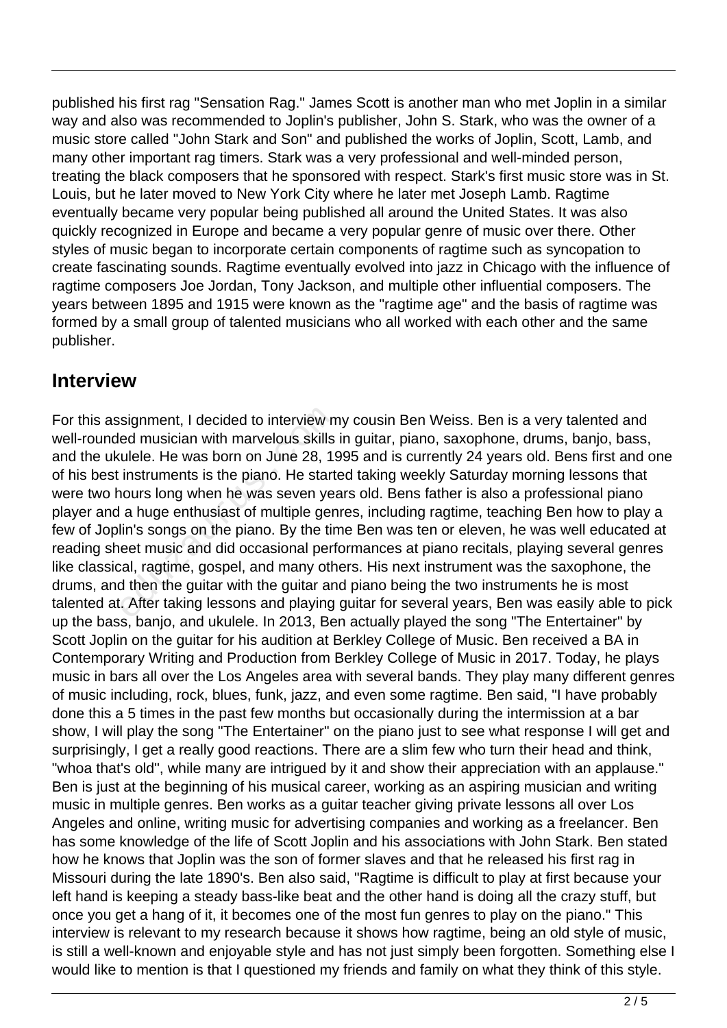published his first rag "Sensation Rag." James Scott is another man who met Joplin in a similar way and also was recommended to Joplin's publisher, John S. Stark, who was the owner of a music store called "John Stark and Son" and published the works of Joplin, Scott, Lamb, and many other important rag timers. Stark was a very professional and well-minded person, treating the black composers that he sponsored with respect. Stark's first music store was in St. Louis, but he later moved to New York City where he later met Joseph Lamb. Ragtime eventually became very popular being published all around the United States. It was also quickly recognized in Europe and became a very popular genre of music over there. Other styles of music began to incorporate certain components of ragtime such as syncopation to create fascinating sounds. Ragtime eventually evolved into jazz in Chicago with the influence of ragtime composers Joe Jordan, Tony Jackson, and multiple other influential composers. The years between 1895 and 1915 were known as the "ragtime age" and the basis of ragtime was formed by a small group of talented musicians who all worked with each other and the same publisher.

## Interview

For this assignment, I decided to interview my cousin Ben Weiss. Ben is a very talented and well-rounded musician with marvelous skills in guitar, piano, saxophone, drums, banjo, bass, and the ukulele. He was born on June 28, 1995 and is currently 24 years old. Bens first and one of his best instruments is the piano. He started taking weekly Saturday morning lessons that were two hours long when he was seven years old. Bens father is also a professional piano player and a huge enthusiast of multiple genres, including ragtime, teaching Ben how to play a few of Joplin's songs on the piano. By the time Ben was ten or eleven, he was well educated at reading sheet music and did occasional performances at piano recitals, playing several genres like classical, ragtime, gospel, and many others. His next instrument was the saxophone, the drums, and then the guitar with the guitar and piano being the two instruments he is most talented at. After taking lessons and playing guitar for several years, Ben was easily able to pick up the bass, banjo, and ukulele. In 2013, Ben actually played the song "The Entertainer" by Scott Joplin on the guitar for his audition at Berkley College of Music. Ben received a BA in Contemporary Writing and Production from Berkley College of Music in 2017. Today, he plays music in bars all over the Los Angeles area with several bands. They play many different genres of music including, rock, blues, funk, jazz, and even some ragtime. Ben said, "I have probably done this a 5 times in the past few months but occasionally during the intermission at a bar show, I will play the song "The Entertainer" on the piano just to see what response I will get and surprisingly, I get a really good reactions. There are a slim few who turn their head and think, "whoa that's old", while many are intrigued by it and show their appreciation with an applause." Ben is just at the beginning of his musical career, working as an aspiring musician and writing music in multiple genres. Ben works as a guitar teacher giving private lessons all over Los Angeles and online, writing music for advertising companies and working as a freelancer. Ben has some knowledge of the life of Scott Joplin and his associations with John Stark. Ben stated how he knows that Joplin was the son of former slaves and that he released his first rag in Missouri during the late 1890's. Ben also said, "Ragtime is difficult to play at first because your left hand is keeping a steady bass-like beat and the other hand is doing all the crazy stuff, but once you get a hang of it, it becomes one of the most fun genres to play on the piano." This interview is relevant to my research because it shows how ragtime, being an old style of music, is still a well-known and enjoyable style and has not just simply been forgotten. Something else I would like to mention is that I questioned my friends and family on what they think of this style.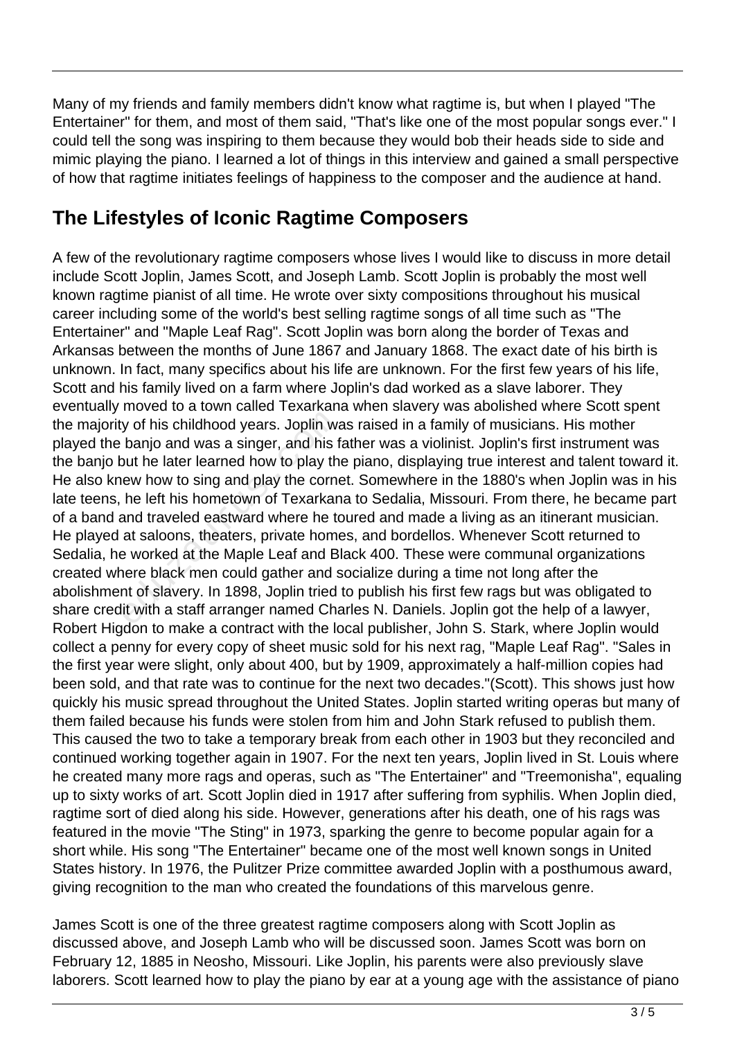Many of my friends and family members didn't know what ragtime is, but when I played "The Entertainer" for them, and most of them said, "That's like one of the most popular songs ever." I could tell the song was inspiring to them because they would bob their heads side to side and mimic playing the piano. I learned a lot of things in this interview and gained a small perspective of how that ragtime initiates feelings of happiness to the composer and the audience at hand.

## The Lifestyles of Iconic Ragtime Composers

A few of the revolutionary ragtime composers whose lives I would like to discuss in more detail include Scott Joplin, James Scott, and Joseph Lamb. Scott Joplin is probably the most well known ragtime pianist of all time. He wrote over sixty compositions throughout his musical career including some of the world's best selling ragtime songs of all time such as "The Entertainer" and "Maple Leaf Rag". Scott Joplin was born along the border of Texas and Arkansas between the months of June 1867 and January 1868. The exact date of his birth is unknown. In fact, many specifics about his life are unknown. For the first few years of his life, Scott and his family lived on a farm where Joplin's dad worked as a slave laborer. They eventually moved to a town called Texarkana when slavery was abolished where Scott spent the majority of his childhood years. Joplin was raised in a family of musicians. His mother played the banjo and was a singer, and his father was a violinist. Joplin's first instrument was the banjo but he later learned how to play the piano, displaying true interest and talent toward it. He also knew how to sing and play the cornet. Somewhere in the 1880's when Joplin was in his late teens, he left his hometown of Texarkana to Sedalia, Missouri. From there, he became part of a band and traveled eastward where he toured and made a living as an itinerant musician. He played at saloons, theaters, private homes, and bordellos. Whenever Scott returned to Sedalia, he worked at the Maple Leaf and Black 400. These were communal organizations created where black men could gather and socialize during a time not long after the abolishment of slavery. In 1898, Joplin tried to publish his first few rags but was obligated to share credit with a staff arranger named Charles N. Daniels. Joplin got the help of a lawyer, Robert Higdon to make a contract with the local publisher, John S. Stark, where Joplin would collect a penny for every copy of sheet music sold for his next rag, "Maple Leaf Rag". "Sales in the first year were slight, only about 400, but by 1909, approximately a half-million copies had been sold, and that rate was to continue for the next two decades."(Scott). This shows just how quickly his music spread throughout the United States. Joplin started writing operas but many of them failed because his funds were stolen from him and John Stark refused to publish them. This caused the two to take a temporary break from each other in 1903 but they reconciled and continued working together again in 1907. For the next ten years, Joplin lived in St. Louis where he created many more rags and operas, such as "The Entertainer" and "Treemonisha", equaling up to sixty works of art. Scott Joplin died in 1917 after suffering from syphilis. When Joplin died, ragtime sort of died along his side. However, generations after his death, one of his rags was featured in the movie "The Sting" in 1973, sparking the genre to become popular again for a short while. His song "The Entertainer" became one of the most well known songs in United States history. In 1976, the Pulitzer Prize committee awarded Joplin with a posthumous award, giving recognition to the man who created the foundations of this marvelous genre.

James Scott is one of the three greatest ragtime composers along with Scott Joplin as discussed above, and Joseph Lamb who will be discussed soon. James Scott was born on February 12, 1885 in Neosho, Missouri. Like Joplin, his parents were also previously slave laborers. Scott learned how to play the piano by ear at a young age with the assistance of piano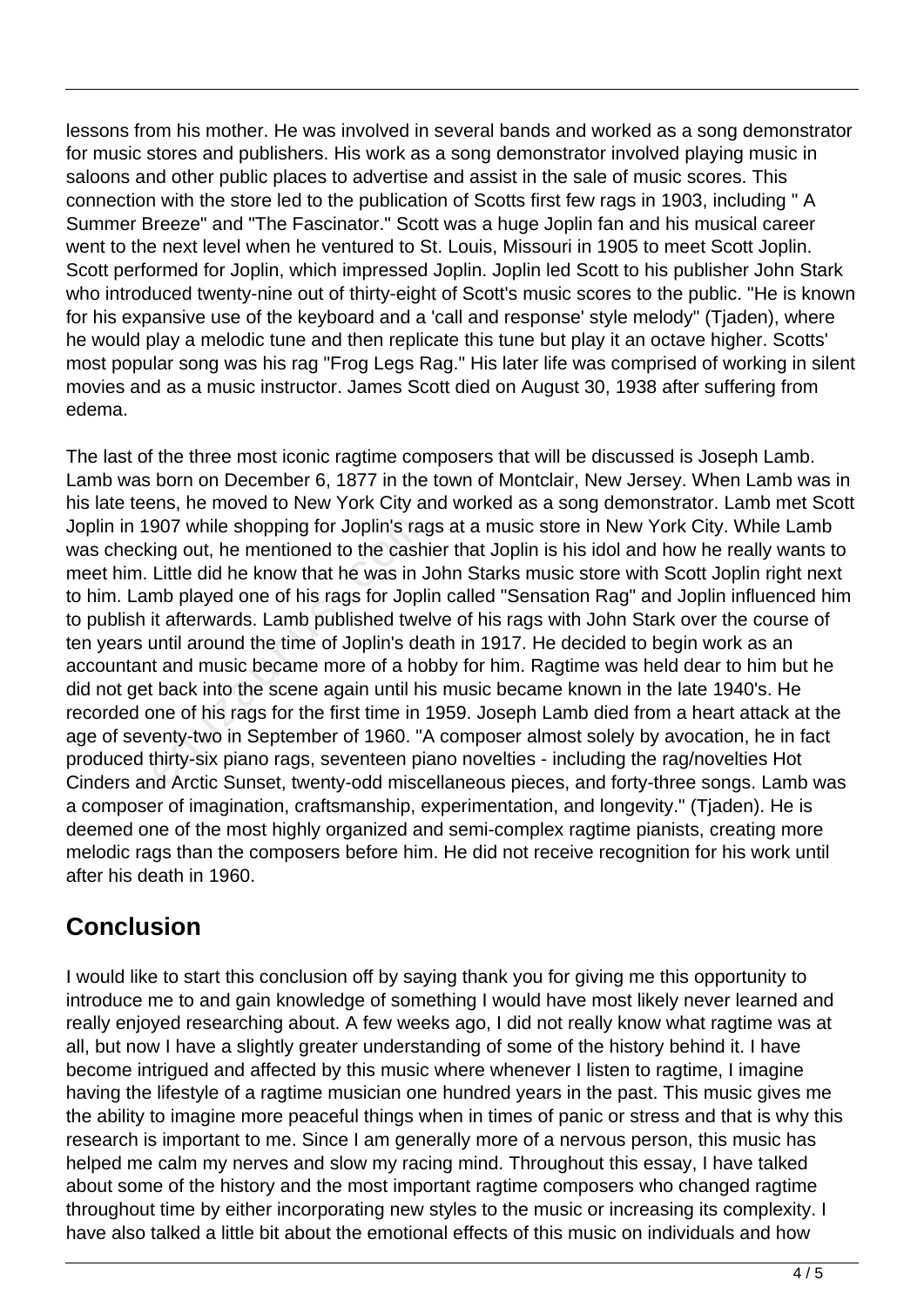lessons from his mother. He was involved in several bands and worked as a song demonstrator for music stores and publishers. His work as a song demonstrator involved playing music in saloons and other public places to advertise and assist in the sale of music scores. This connection with the store led to the publication of Scotts first few rags in 1903, including " A Summer Breeze" and "The Fascinator." Scott was a huge Joplin fan and his musical career went to the next level when he ventured to St. Louis, Missouri in 1905 to meet Scott Joplin. Scott performed for Joplin, which impressed Joplin. Joplin led Scott to his publisher John Stark who introduced twenty-nine out of thirty-eight of Scott's music scores to the public. "He is known for his expansive use of the keyboard and a 'call and response' style melody" (Tjaden), where he would play a melodic tune and then replicate this tune but play it an octave higher. Scotts' most popular song was his rag "Frog Legs Rag." His later life was comprised of working in silent movies and as a music instructor. James Scott died on August 30, 1938 after suffering from edema.

The last of the three most iconic ragtime composers that will be discussed is Joseph Lamb. Lamb was born on December 6, 1877 in the town of Montclair, New Jersey. When Lamb was in his late teens, he moved to New York City and worked as a song demonstrator. Lamb met Scott Joplin in 1907 while shopping for Joplin's rags at a music store in New York City. While Lamb was checking out, he mentioned to the cashier that Joplin is his idol and how he really wants to meet him. Little did he know that he was in John Starks music store with Scott Joplin right next to him. Lamb played one of his rags for Joplin called "Sensation Rag" and Joplin influenced him to publish it afterwards. Lamb published twelve of his rags with John Stark over the course of ten years until around the time of Joplin's death in 1917. He decided to begin work as an accountant and music became more of a hobby for him. Ragtime was held dear to him but he did not get back into the scene again until his music became known in the late 1940's. He recorded one of his rags for the first time in 1959. Joseph Lamb died from a heart attack at the age of seventy-two in September of 1960. "A composer almost solely by avocation, he in fact produced thirty-six piano rags, seventeen piano novelties - including the rag/novelties Hot Cinders and Arctic Sunset, twenty-odd miscellaneous pieces, and forty-three songs. Lamb was a composer of imagination, craftsmanship, experimentation, and longevity." (Tjaden). He is deemed one of the most highly organized and semi-complex ragtime pianists, creating more melodic rags than the composers before him. He did not receive recognition for his work until after his death in 1960.

## Conclusion

I would like to start this conclusion off by saying thank you for giving me this opportunity to introduce me to and gain knowledge of something I would have most likely never learned and really enjoyed researching about. A few weeks ago, I did not really know what ragtime was at all, but now I have a slightly greater understanding of some of the history behind it. I have become intrigued and affected by this music where whenever I listen to ragtime, I imagine having the lifestyle of a ragtime musician one hundred years in the past. This music gives me the ability to imagine more peaceful things when in times of panic or stress and that is why this research is important to me. Since I am generally more of a nervous person, this music has helped me calm my nerves and slow my racing mind. Throughout this essay, I have talked about some of the history and the most important ragtime composers who changed ragtime throughout time by either incorporating new styles to the music or increasing its complexity. I have also talked a little bit about the emotional effects of this music on individuals and how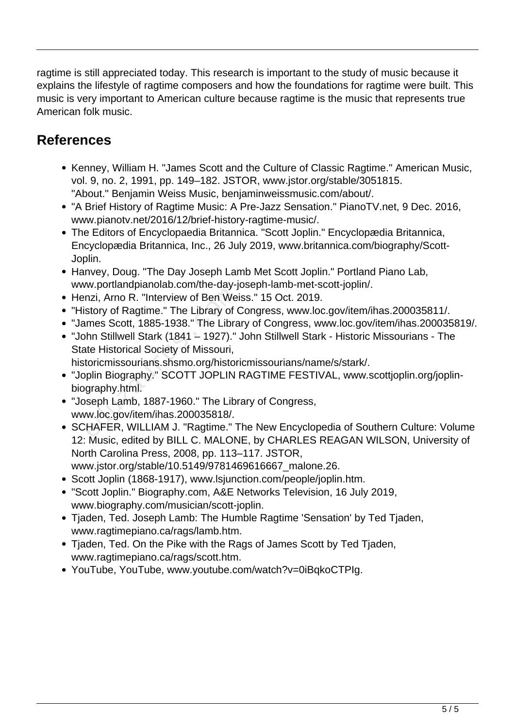ragtime is still appreciated today. This research is important to the study of music because it explains the lifestyle of ragtime composers and how the foundations for ragtime were built. This music is very important to American culture because ragtime is the music that represents true American folk music.

## References

- Kenney, William H. "James Scott and the Culture of Classic Ragtime." American Music, vol. 9, no. 2, 1991, pp. 149–182. JSTOR, www.jstor.org/stable/3051815. "About." Benjamin Weiss Music, benjaminweissmusic.com/about/.
- "A Brief History of Ragtime Music: A Pre-Jazz Sensation." PianoTV.net, 9 Dec. 2016, www.pianotv.net/2016/12/brief-history-ragtime-music/.
- The Editors of Encyclopaedia Britannica. "Scott Joplin." Encyclopædia Britannica, Encyclopædia Britannica, Inc., 26 July 2019, www.britannica.com/biography/Scott-Joplin.
- Hanvey, Doug. "The Day Joseph Lamb Met Scott Joplin." Portland Piano Lab, www.portlandpianolab.com/the-day-joseph-lamb-met-scott-joplin/.
- Henzi, Arno R. "Interview of Ben Weiss." 15 Oct. 2019.
- "History of Ragtime." The Library of Congress, www.loc.gov/item/ihas.200035811/.
- "James Scott, 1885-1938." The Library of Congress, www.loc.gov/item/ihas.200035819/.
- "John Stillwell Stark (1841 – 1927)." John Stillwell Stark - Historic Missourians - The State Historical Society of Missouri, historicmissourians.shsmo.org/historicmissourians/name/s/stark/.
- "Joplin Biography." SCOTT JOPLIN RAGTIME FESTIVAL, www.scottjoplin.org/joplin-biography.html.
- "Joseph Lamb, 1887-1960." The Library of Congress, www.loc.gov/item/ihas.200035818/.
- SCHAFER, WILLIAM J. "Ragtime." The New Encyclopedia of Southern Culture: Volume 12: Music, edited by BILL C. MALONE, by CHARLES REAGAN WILSON, University of North Carolina Press, 2008, pp. 113–117. JSTOR, www.jstor.org/stable/10.5149/9781469616667_malone.26.
- Scott Joplin (1868-1917), www.lsjunction.com/people/joplin.htm.
- "Scott Joplin." Biography.com, A&E Networks Television, 16 July 2019, www.biography.com/musician/scott-joplin.
- Tjaden, Ted. Joseph Lamb: The Humble Ragtime 'Sensation' by Ted Tjaden, www.ragtimepiano.ca/rags/lamb.htm.
- Tjaden, Ted. On the Pike with the Rags of James Scott by Ted Tjaden, www.ragtimepiano.ca/rags/scott.htm.
- YouTube, YouTube, www.youtube.com/watch?v=0iBqkoCTPIg.